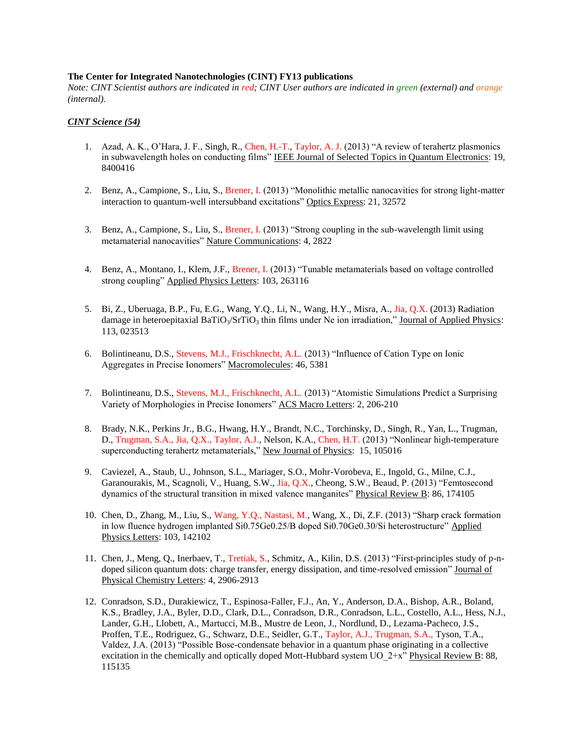**The Center for Integrated Nanotechnologies (CINT) FY13 publications**

*Note: CINT Scientist authors are indicated in red; CINT User authors are indicated in green (external) and orange (internal).*

***CINT Science (54)***

1. Azad, A. K., O'Hara, J. F., Singh, R., Chen, H.-T., Taylor, A. J. (2013) "A review of terahertz plasmonics in subwavelength holes on conducting films" IEEE Journal of Selected Topics in Quantum Electronics: 19, 8400416

2. Benz, A., Campione, S., Liu, S., Brener, I. (2013) "Monolithic metallic nanocavities for strong light-matter interaction to quantum-well intersubband excitations" Optics Express: 21, 32572

3. Benz, A., Campione, S., Liu, S., Brener, I. (2013) "Strong coupling in the sub-wavelength limit using metamaterial nanocavities" Nature Communications: 4, 2822

4. Benz, A., Montano, I., Klem, J.F., Brener, I. (2013) "Tunable metamaterials based on voltage controlled strong coupling" Applied Physics Letters: 103, 263116

5. Bi, Z., Uberuaga, B.P., Fu, E.G., Wang, Y.Q., Li, N., Wang, H.Y., Misra, A., Jia, Q.X. (2013) Radiation damage in heteroepitaxial $BaTiO_3/SrTiO_3$ thin films under Ne ion irradiation," Journal of Applied Physics: 113, 023513

6. Bolintineanu, D.S., Stevens, M.J., Frischknecht, A.L. (2013) "Influence of Cation Type on Ionic Aggregates in Precise Ionomers" Macromolecules: 46, 5381

7. Bolintineanu, D.S., Stevens, M.J., Frischknecht, A.L. (2013) "Atomistic Simulations Predict a Surprising Variety of Morphologies in Precise Ionomers" ACS Macro Letters: 2, 206-210

8. Brady, N.K., Perkins Jr., B.G., Hwang, H.Y., Brandt, N.C., Torchinsky, D., Singh, R., Yan, L., Trugman, D., Trugman, S.A., Jia, Q.X., Taylor, A.J., Nelson, K.A., Chen, H.T. (2013) "Nonlinear high-temperature superconducting terahertz metamaterials," New Journal of Physics: 15, 105016

9. Caviezel, A., Staub, U., Johnson, S.L., Mariager, S.O., Mohr-Vorobeva, E., Ingold, G., Milne, C.J., Garanourakis, M., Scagnoli, V., Huang, S.W., Jia, Q.X., Cheong, S.W., Beaud, P. (2013) "Femtosecond dynamics of the structural transition in mixed valence manganites" Physical Review B: 86, 174105

10. Chen, D., Zhang, M., Liu, S., Wang, Y.Q., Nastasi, M., Wang, X., Di, Z.F. (2013) "Sharp crack formation in low fluence hydrogen implanted $Si_{0.75}Ge_{0.25}$/B doped $Si_{0.70}Ge_{0.30}$/Si heterostructure" Applied Physics Letters: 103, 142102

11. Chen, J., Meng, Q., Inerbaev, T., Tretiak, S., Schmitz, A., Kilin, D.S. (2013) "First-principles study of p-n-doped silicon quantum dots: charge transfer, energy dissipation, and time-resolved emission" Journal of Physical Chemistry Letters: 4, 2906-2913

12. Conradson, S.D., Durakiewicz, T., Espinosa-Faller, F.J., An, Y., Anderson, D.A., Bishop, A.R., Boland, K.S., Bradley, J.A., Byler, D.D., Clark, D.L., Conradson, D.R., Conradson, L.L., Costello, A.L., Hess, N.J., Lander, G.H., Llobett, A., Martucci, M.B., Mustre de Leon, J., Nordlund, D., Lezama-Pacheco, J.S., Proffen, T.E., Rodriguez, G., Schwarz, D.E., Seidler, G.T., Taylor, A.J., Trugman, S.A., Tyson, T.A., Valdez, J.A. (2013) "Possible Bose-condensate behavior in a quantum phase originating in a collective excitation in the chemically and optically doped Mott-Hubbard system $UO_{2+x}$" Physical Review B: 88, 115135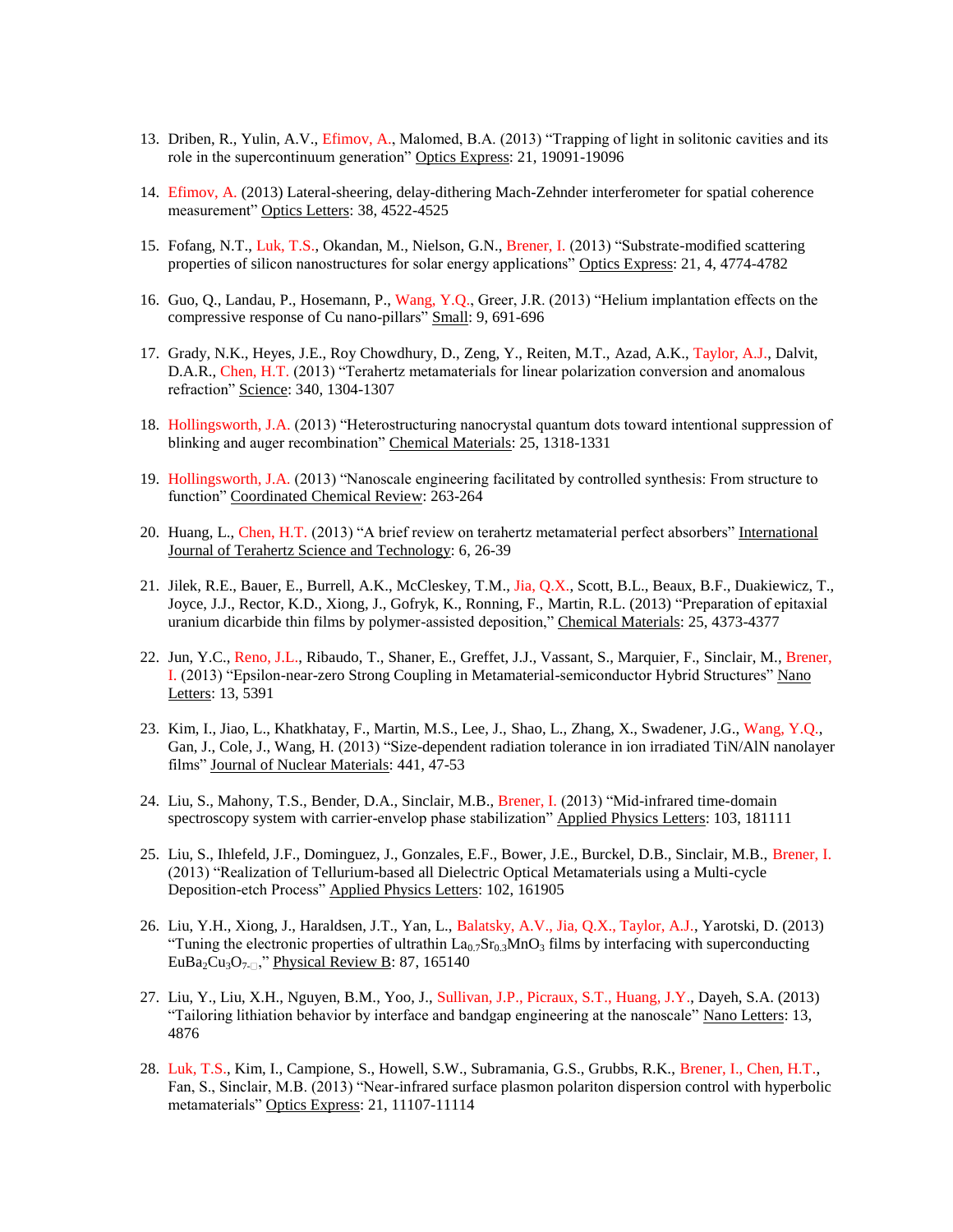13. Driben, R., Yulin, A.V., Efimov, A., Malomed, B.A. (2013) “Trapping of light in solitonic cavities and its role in the supercontinuum generation” Optics Express: 21, 19091-19096

14. Efimov, A. (2013) Lateral-sheering, delay-dithering Mach-Zehnder interferometer for spatial coherence measurement” Optics Letters: 38, 4522-4525

15. Fofang, N.T., Luk, T.S., Okandan, M., Nielson, G.N., Brener, I. (2013) “Substrate-modified scattering properties of silicon nanostructures for solar energy applications” Optics Express: 21, 4, 4774-4782

16. Guo, Q., Landau, P., Hosemann, P., Wang, Y.Q., Greer, J.R. (2013) “Helium implantation effects on the compressive response of Cu nano-pillars” Small: 9, 691-696

17. Grady, N.K., Heyes, J.E., Roy Chowdhury, D., Zeng, Y., Reiten, M.T., Azad, A.K., Taylor, A.J., Dalvit, D.A.R., Chen, H.T. (2013) “Terahertz metamaterials for linear polarization conversion and anomalous refraction” Science: 340, 1304-1307

18. Hollingsworth, J.A. (2013) “Heterostructuring nanocrystal quantum dots toward intentional suppression of blinking and auger recombination” Chemical Materials: 25, 1318-1331

19. Hollingsworth, J.A. (2013) “Nanoscale engineering facilitated by controlled synthesis: From structure to function” Coordinated Chemical Review: 263-264

20. Huang, L., Chen, H.T. (2013) “A brief review on terahertz metamaterial perfect absorbers” International Journal of Terahertz Science and Technology: 6, 26-39

21. Jilek, R.E., Bauer, E., Burrell, A.K., McCleskey, T.M., Jia, Q.X., Scott, B.L., Beaux, B.F., Duakiewicz, T., Joyce, J.J., Rector, K.D., Xiong, J., Gofryk, K., Ronning, F., Martin, R.L. (2013) “Preparation of epitaxial uranium dicarbide thin films by polymer-assisted deposition,” Chemical Materials: 25, 4373-4377

22. Jun, Y.C., Reno, J.L., Ribaudo, T., Shaner, E., Greffet, J.J., Vassant, S., Marquier, F., Sinclair, M., Brener, I. (2013) “Epsilon-near-zero Strong Coupling in Metamaterial-semiconductor Hybrid Structures” Nano Letters: 13, 5391

23. Kim, I., Jiao, L., Khatkhatay, F., Martin, M.S., Lee, J., Shao, L., Zhang, X., Swadener, J.G., Wang, Y.Q., Gan, J., Cole, J., Wang, H. (2013) “Size-dependent radiation tolerance in ion irradiated TiN/AlN nanolayer films” Journal of Nuclear Materials: 441, 47-53

24. Liu, S., Mahony, T.S., Bender, D.A., Sinclair, M.B., Brener, I. (2013) “Mid-infrared time-domain spectroscopy system with carrier-envelop phase stabilization” Applied Physics Letters: 103, 181111

25. Liu, S., Ihlefeld, J.F., Dominguez, J., Gonzales, E.F., Bower, J.E., Burckel, D.B., Sinclair, M.B., Brener, I. (2013) “Realization of Tellurium-based all Dielectric Optical Metamaterials using a Multi-cycle Deposition-etch Process” Applied Physics Letters: 102, 161905

26. Liu, Y.H., Xiong, J., Haraldsen, J.T., Yan, L., Balatsky, A.V., Jia, Q.X., Taylor, A.J., Yarotski, D. (2013) “Tuning the electronic properties of ultrathin $La_{0.7}Sr_{0.3}MnO_3$ films by interfacing with superconducting $EuBa_2Cu_3O_{7-\delta}$,” Physical Review B: 87, 165140

27. Liu, Y., Liu, X.H., Nguyen, B.M., Yoo, J., Sullivan, J.P., Picraux, S.T., Huang, J.Y., Dayeh, S.A. (2013) “Tailoring lithiation behavior by interface and bandgap engineering at the nanoscale” Nano Letters: 13, 4876

28. Luk, T.S., Kim, I., Campione, S., Howell, S.W., Subramania, G.S., Grubbs, R.K., Brener, I., Chen, H.T., Fan, S., Sinclair, M.B. (2013) “Near-infrared surface plasmon polariton dispersion control with hyperbolic metamaterials” Optics Express: 21, 11107-11114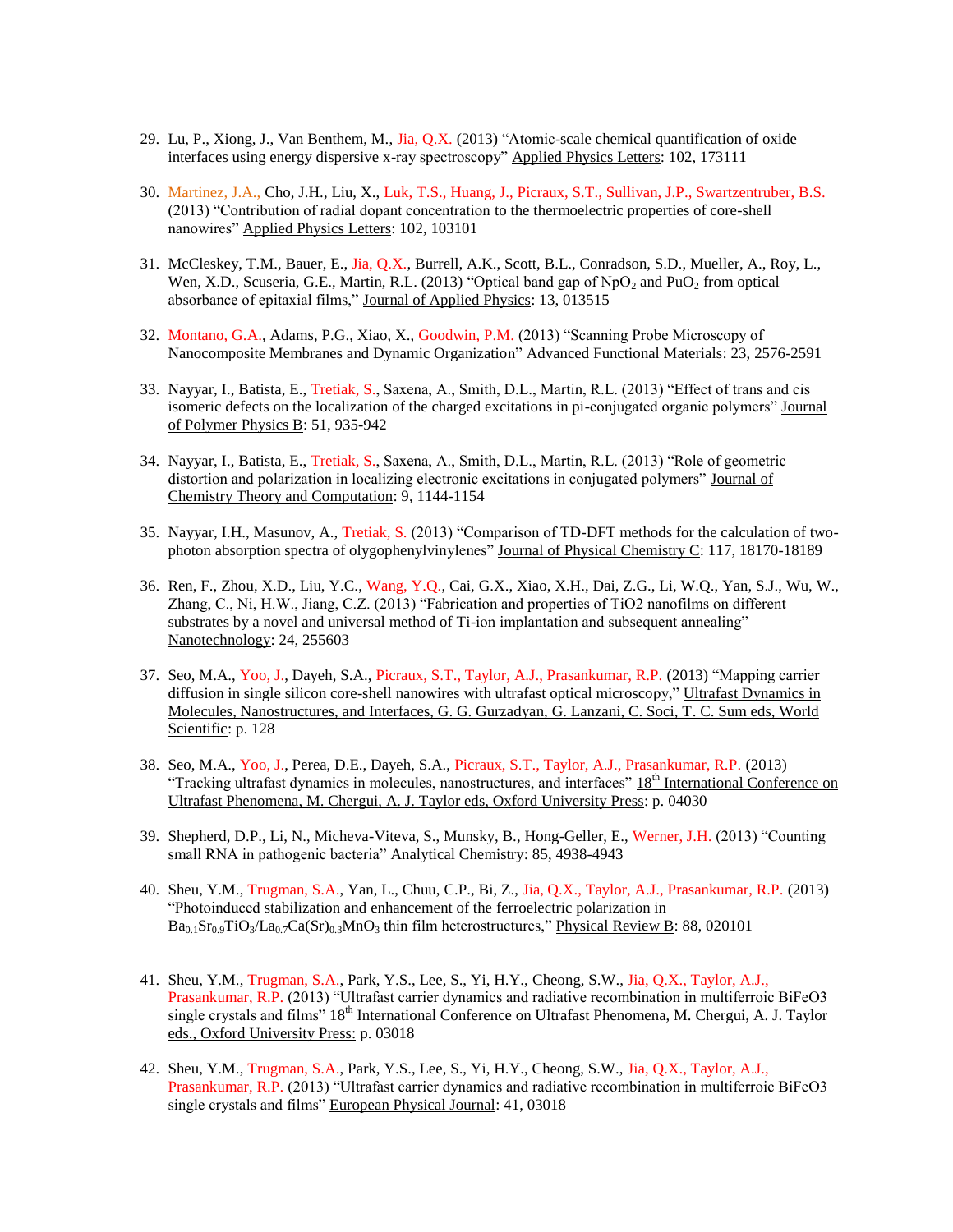29. Lu, P., Xiong, J., Van Benthem, M., Jia, Q.X. (2013) "Atomic-scale chemical quantification of oxide interfaces using energy dispersive x-ray spectroscopy" Applied Physics Letters: 102, 173111

30. Martinez, J.A., Cho, J.H., Liu, X., Luk, T.S., Huang, J., Picraux, S.T., Sullivan, J.P., Swartzentruber, B.S. (2013) "Contribution of radial dopant concentration to the thermoelectric properties of core-shell nanowires" Applied Physics Letters: 102, 103101

31. McCleskey, T.M., Bauer, E., Jia, Q.X., Burrell, A.K., Scott, B.L., Conradson, S.D., Mueller, A., Roy, L., Wen, X.D., Scuseria, G.E., Martin, R.L. (2013) "Optical band gap of $NpO_2$ and $PuO_2$ from optical absorbance of epitaxial films," Journal of Applied Physics: 13, 013515

32. Montano, G.A., Adams, P.G., Xiao, X., Goodwin, P.M. (2013) "Scanning Probe Microscopy of Nanocomposite Membranes and Dynamic Organization" Advanced Functional Materials: 23, 2576-2591

33. Nayyar, I., Batista, E., Tretiak, S., Saxena, A., Smith, D.L., Martin, R.L. (2013) "Effect of trans and cis isomeric defects on the localization of the charged excitations in pi-conjugated organic polymers" Journal of Polymer Physics B: 51, 935-942

34. Nayyar, I., Batista, E., Tretiak, S., Saxena, A., Smith, D.L., Martin, R.L. (2013) "Role of geometric distortion and polarization in localizing electronic excitations in conjugated polymers" Journal of Chemistry Theory and Computation: 9, 1144-1154

35. Nayyar, I.H., Masunov, A., Tretiak, S. (2013) "Comparison of TD-DFT methods for the calculation of two-photon absorption spectra of olygophenylvinylenes" Journal of Physical Chemistry C: 117, 18170-18189

36. Ren, F., Zhou, X.D., Liu, Y.C., Wang, Y.Q., Cai, G.X., Xiao, X.H., Dai, Z.G., Li, W.Q., Yan, S.J., Wu, W., Zhang, C., Ni, H.W., Jiang, C.Z. (2013) "Fabrication and properties of TiO2 nanofilms on different substrates by a novel and universal method of Ti-ion implantation and subsequent annealing" Nanotechnology: 24, 255603

37. Seo, M.A., Yoo, J., Dayeh, S.A., Picraux, S.T., Taylor, A.J., Prasankumar, R.P. (2013) "Mapping carrier diffusion in single silicon core-shell nanowires with ultrafast optical microscopy," Ultrafast Dynamics in Molecules, Nanostructures, and Interfaces, G. G. Gurzadyan, G. Lanzani, C. Soci, T. C. Sum eds, World Scientific: p. 128

38. Seo, M.A., Yoo, J., Perea, D.E., Dayeh, S.A., Picraux, S.T., Taylor, A.J., Prasankumar, R.P. (2013) "Tracking ultrafast dynamics in molecules, nanostructures, and interfaces" 18th International Conference on Ultrafast Phenomena, M. Chergui, A. J. Taylor eds, Oxford University Press: p. 04030

39. Shepherd, D.P., Li, N., Micheva-Viteva, S., Munsky, B., Hong-Geller, E., Werner, J.H. (2013) "Counting small RNA in pathogenic bacteria" Analytical Chemistry: 85, 4938-4943

40. Sheu, Y.M., Trugman, S.A., Yan, L., Chuu, C.P., Bi, Z., Jia, Q.X., Taylor, A.J., Prasankumar, R.P. (2013) "Photoinduced stabilization and enhancement of the ferroelectric polarization in $Ba_{0.1}Sr_{0.9}TiO_3/La_{0.7}Ca(Sr)_{0.3}MnO_3$ thin film heterostructures," Physical Review B: 88, 020101

41. Sheu, Y.M., Trugman, S.A., Park, Y.S., Lee, S., Yi, H.Y., Cheong, S.W., Jia, Q.X., Taylor, A.J., Prasankumar, R.P. (2013) "Ultrafast carrier dynamics and radiative recombination in multiferroic BiFeO3 single crystals and films" 18th International Conference on Ultrafast Phenomena, M. Chergui, A. J. Taylor eds., Oxford University Press: p. 03018

42. Sheu, Y.M., Trugman, S.A., Park, Y.S., Lee, S., Yi, H.Y., Cheong, S.W., Jia, Q.X., Taylor, A.J., Prasankumar, R.P. (2013) "Ultrafast carrier dynamics and radiative recombination in multiferroic BiFeO3 single crystals and films" European Physical Journal: 41, 03018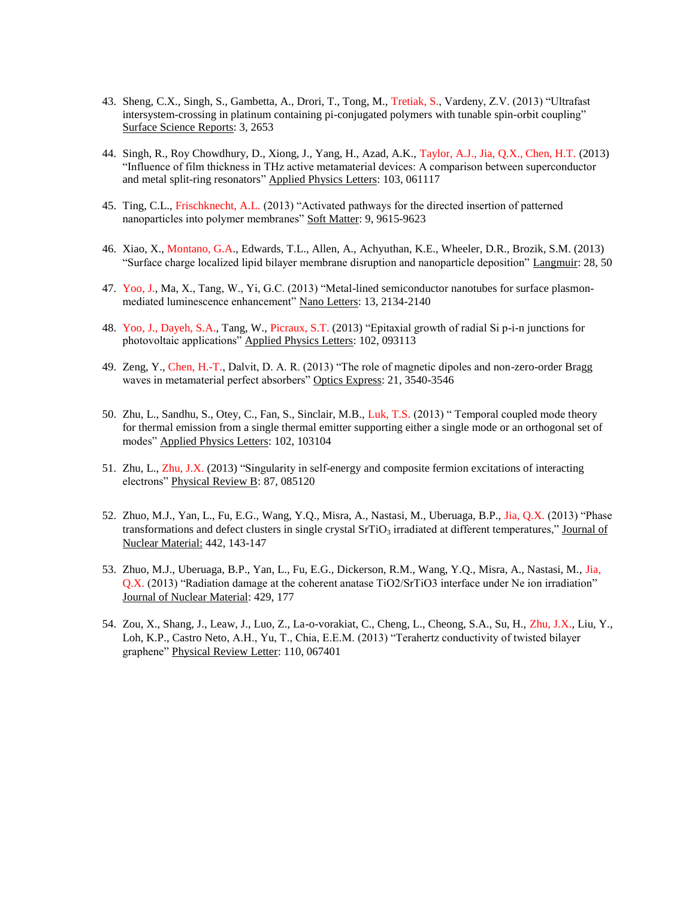43. Sheng, C.X., Singh, S., Gambetta, A., Drori, T., Tong, M., Tretiak, S., Vardeny, Z.V. (2013) "Ultrafast intersystem-crossing in platinum containing pi-conjugated polymers with tunable spin-orbit coupling" Surface Science Reports: 3, 2653

44. Singh, R., Roy Chowdhury, D., Xiong, J., Yang, H., Azad, A.K., Taylor, A.J., Jia, Q.X., Chen, H.T. (2013) "Influence of film thickness in THz active metamaterial devices: A comparison between superconductor and metal split-ring resonators" Applied Physics Letters: 103, 061117

45. Ting, C.L., Frischknecht, A.L. (2013) "Activated pathways for the directed insertion of patterned nanoparticles into polymer membranes" Soft Matter: 9, 9615-9623

46. Xiao, X., Montano, G.A., Edwards, T.L., Allen, A., Achyuthan, K.E., Wheeler, D.R., Brozik, S.M. (2013) "Surface charge localized lipid bilayer membrane disruption and nanoparticle deposition" Langmuir: 28, 50

47. Yoo, J., Ma, X., Tang, W., Yi, G.C. (2013) "Metal-lined semiconductor nanotubes for surface plasmon-mediated luminescence enhancement" Nano Letters: 13, 2134-2140

48. Yoo, J., Dayeh, S.A., Tang, W., Picraux, S.T. (2013) "Epitaxial growth of radial Si p-i-n junctions for photovoltaic applications" Applied Physics Letters: 102, 093113

49. Zeng, Y., Chen, H.-T., Dalvit, D. A. R. (2013) "The role of magnetic dipoles and non-zero-order Bragg waves in metamaterial perfect absorbers" Optics Express: 21, 3540-3546

50. Zhu, L., Sandhu, S., Otey, C., Fan, S., Sinclair, M.B., Luk, T.S. (2013) " Temporal coupled mode theory for thermal emission from a single thermal emitter supporting either a single mode or an orthogonal set of modes" Applied Physics Letters: 102, 103104

51. Zhu, L., Zhu, J.X. (2013) "Singularity in self-energy and composite fermion excitations of interacting electrons" Physical Review B: 87, 085120

52. Zhuo, M.J., Yan, L., Fu, E.G., Wang, Y.Q., Misra, A., Nastasi, M., Uberuaga, B.P., Jia, Q.X. (2013) "Phase transformations and defect clusters in single crystal $SrTiO_3$ irradiated at different temperatures," Journal of Nuclear Material: 442, 143-147

53. Zhuo, M.J., Uberuaga, B.P., Yan, L., Fu, E.G., Dickerson, R.M., Wang, Y.Q., Misra, A., Nastasi, M., Jia, Q.X. (2013) "Radiation damage at the coherent anatase TiO2/SrTiO3 interface under Ne ion irradiation" Journal of Nuclear Material: 429, 177

54. Zou, X., Shang, J., Leaw, J., Luo, Z., La-o-vorakiat, C., Cheng, L., Cheong, S.A., Su, H., Zhu, J.X., Liu, Y., Loh, K.P., Castro Neto, A.H., Yu, T., Chia, E.E.M. (2013) "Terahertz conductivity of twisted bilayer graphene" Physical Review Letter: 110, 067401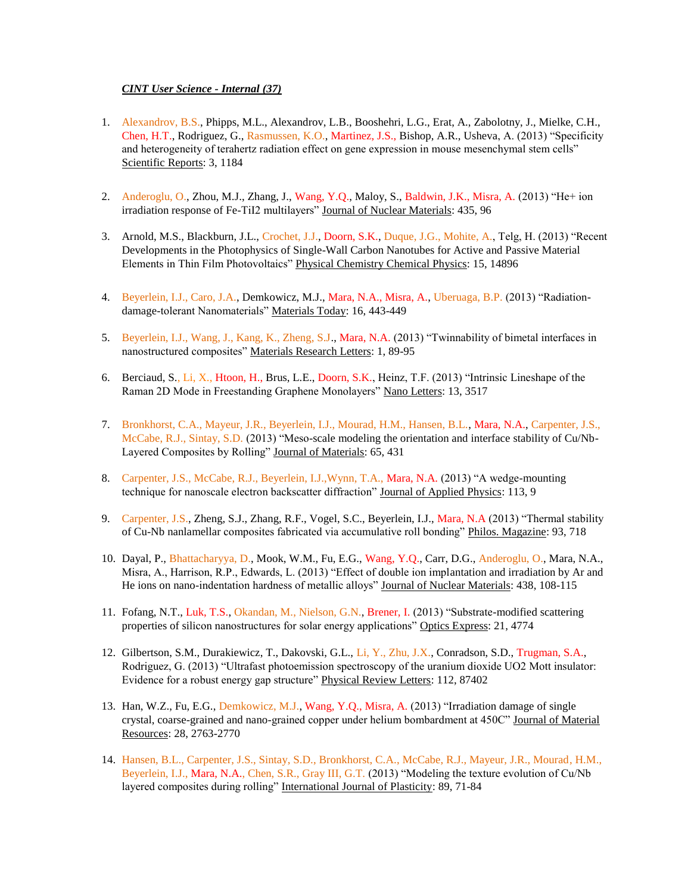***CINT User Science - Internal (37)***

1. Alexandrov, B.S., Phipps, M.L., Alexandrov, L.B., Booshehri, L.G., Erat, A., Zabolotny, J., Mielke, C.H., Chen, H.T., Rodriguez, G., Rasmussen, K.O., Martinez, J.S., Bishop, A.R., Usheva, A. (2013) "Specificity and heterogeneity of terahertz radiation effect on gene expression in mouse mesenchymal stem cells" Scientific Reports: 3, 1184

2. Anderoglu, O., Zhou, M.J., Zhang, J., Wang, Y.Q., Maloy, S., Baldwin, J.K., Misra, A. (2013) "He+ ion irradiation response of Fe-TiI2 multilayers" Journal of Nuclear Materials: 435, 96

3. Arnold, M.S., Blackburn, J.L., Crochet, J.J., Doorn, S.K., Duque, J.G., Mohite, A., Telg, H. (2013) "Recent Developments in the Photophysics of Single-Wall Carbon Nanotubes for Active and Passive Material Elements in Thin Film Photovoltaics" Physical Chemistry Chemical Physics: 15, 14896

4. Beyerlein, I.J., Caro, J.A., Demkowicz, M.J., Mara, N.A., Misra, A., Uberuaga, B.P. (2013) "Radiation-damage-tolerant Nanomaterials" Materials Today: 16, 443-449

5. Beyerlein, I.J., Wang, J., Kang, K., Zheng, S.J., Mara, N.A. (2013) "Twinnability of bimetal interfaces in nanostructured composites" Materials Research Letters: 1, 89-95

6. Berciaud, S., Li, X., Htoon, H., Brus, L.E., Doorn, S.K., Heinz, T.F. (2013) "Intrinsic Lineshape of the Raman 2D Mode in Freestanding Graphene Monolayers" Nano Letters: 13, 3517

7. Bronkhorst, C.A., Mayeur, J.R., Beyerlein, I.J., Mourad, H.M., Hansen, B.L., Mara, N.A., Carpenter, J.S., McCabe, R.J., Sintay, S.D. (2013) "Meso-scale modeling the orientation and interface stability of Cu/Nb-Layered Composites by Rolling" Journal of Materials: 65, 431

8. Carpenter, J.S., McCabe, R.J., Beyerlein, I.J.,Wynn, T.A., Mara, N.A. (2013) "A wedge-mounting technique for nanoscale electron backscatter diffraction" Journal of Applied Physics: 113, 9

9. Carpenter, J.S., Zheng, S.J., Zhang, R.F., Vogel, S.C., Beyerlein, I.J., Mara, N.A (2013) "Thermal stability of Cu-Nb nanlamellar composites fabricated via accumulative roll bonding" Philos. Magazine: 93, 718

10. Dayal, P., Bhattacharyya, D., Mook, W.M., Fu, E.G., Wang, Y.Q., Carr, D.G., Anderoglu, O., Mara, N.A., Misra, A., Harrison, R.P., Edwards, L. (2013) "Effect of double ion implantation and irradiation by Ar and He ions on nano-indentation hardness of metallic alloys" Journal of Nuclear Materials: 438, 108-115

11. Fofang, N.T., Luk, T.S., Okandan, M., Nielson, G.N., Brener, I. (2013) "Substrate-modified scattering properties of silicon nanostructures for solar energy applications" Optics Express: 21, 4774

12. Gilbertson, S.M., Durakiewicz, T., Dakovski, G.L., Li, Y., Zhu, J.X., Conradson, S.D., Trugman, S.A., Rodriguez, G. (2013) "Ultrafast photoemission spectroscopy of the uranium dioxide UO2 Mott insulator: Evidence for a robust energy gap structure" Physical Review Letters: 112, 87402

13. Han, W.Z., Fu, E.G., Demkowicz, M.J., Wang, Y.Q., Misra, A. (2013) "Irradiation damage of single crystal, coarse-grained and nano-grained copper under helium bombardment at 450C" Journal of Material Resources: 28, 2763-2770

14. Hansen, B.L., Carpenter, J.S., Sintay, S.D., Bronkhorst, C.A., McCabe, R.J., Mayeur, J.R., Mourad, H.M., Beyerlein, I.J., Mara, N.A., Chen, S.R., Gray III, G.T. (2013) "Modeling the texture evolution of Cu/Nb layered composites during rolling" International Journal of Plasticity: 89, 71-84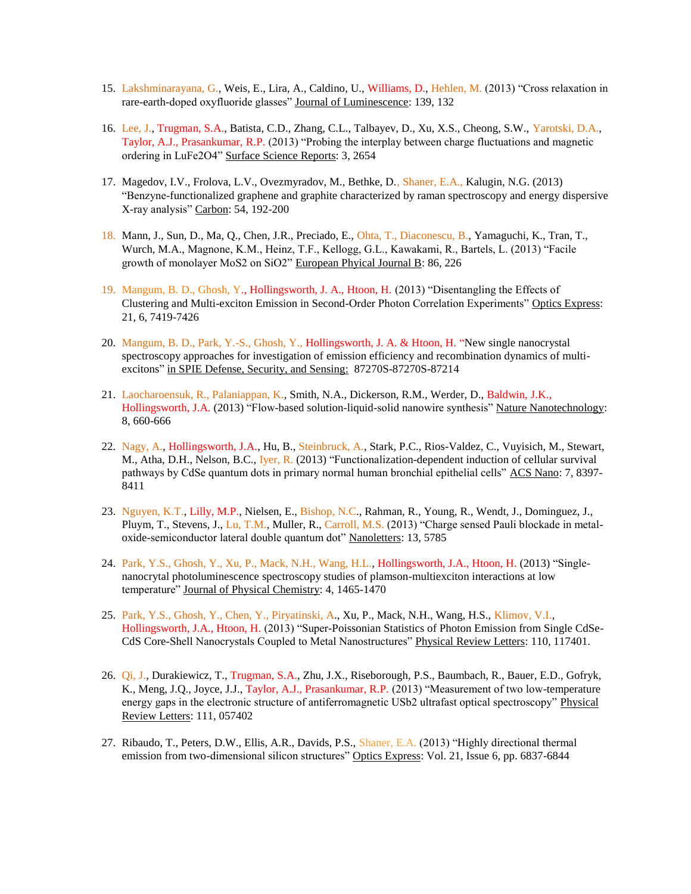15. Lakshminarayana, G., Weis, E., Lira, A., Caldino, U., Williams, D., Hehlen, M. (2013) "Cross relaxation in rare-earth-doped oxyfluoride glasses" Journal of Luminescence: 139, 132

16. Lee, J., Trugman, S.A., Batista, C.D., Zhang, C.L., Talbayev, D., Xu, X.S., Cheong, S.W., Yarotski, D.A., Taylor, A.J., Prasankumar, R.P. (2013) "Probing the interplay between charge fluctuations and magnetic ordering in LuFe2O4" Surface Science Reports: 3, 2654

17. Magedov, I.V., Frolova, L.V., Ovezmyradov, M., Bethke, D., Shaner, E.A., Kalugin, N.G. (2013) "Benzyne-functionalized graphene and graphite characterized by raman spectroscopy and energy dispersive X-ray analysis" Carbon: 54, 192-200

18. Mann, J., Sun, D., Ma, Q., Chen, J.R., Preciado, E., Ohta, T., Diaconescu, B., Yamaguchi, K., Tran, T., Wurch, M.A., Magnone, K.M., Heinz, T.F., Kellogg, G.L., Kawakami, R., Bartels, L. (2013) "Facile growth of monolayer MoS2 on SiO2" European Phyical Journal B: 86, 226

19. Mangum, B. D., Ghosh, Y., Hollingsworth, J. A., Htoon, H. (2013) "Disentangling the Effects of Clustering and Multi-exciton Emission in Second-Order Photon Correlation Experiments" Optics Express: 21, 6, 7419-7426

20. Mangum, B. D., Park, Y.-S., Ghosh, Y., Hollingsworth, J. A. & Htoon, H. "New single nanocrystal spectroscopy approaches for investigation of emission efficiency and recombination dynamics of multi-excitons" in SPIE Defense, Security, and Sensing: 87270S-87270S-87214

21. Laocharoensuk, R., Palaniappan, K., Smith, N.A., Dickerson, R.M., Werder, D., Baldwin, J.K., Hollingsworth, J.A. (2013) "Flow-based solution-liquid-solid nanowire synthesis" Nature Nanotechnology: 8, 660-666

22. Nagy, A., Hollingsworth, J.A., Hu, B., Steinbruck, A., Stark, P.C., Rios-Valdez, C., Vuyisich, M., Stewart, M., Atha, D.H., Nelson, B.C., Iyer, R. (2013) "Functionalization-dependent induction of cellular survival pathways by CdSe quantum dots in primary normal human bronchial epithelial cells" ACS Nano: 7, 8397-8411

23. Nguyen, K.T., Lilly, M.P., Nielsen, E., Bishop, N.C., Rahman, R., Young, R., Wendt, J., Dominguez, J., Pluym, T., Stevens, J., Lu, T.M., Muller, R., Carroll, M.S. (2013) "Charge sensed Pauli blockade in metal-oxide-semiconductor lateral double quantum dot" Nanoletters: 13, 5785

24. Park, Y.S., Ghosh, Y., Xu, P., Mack, N.H., Wang, H.L., Hollingsworth, J.A., Htoon, H. (2013) "Single-nanocrytal photoluminescence spectroscopy studies of plamson-multiexciton interactions at low temperature" Journal of Physical Chemistry: 4, 1465-1470

25. Park, Y.S., Ghosh, Y., Chen, Y., Piryatinski, A., Xu, P., Mack, N.H., Wang, H.S., Klimov, V.I., Hollingsworth, J.A., Htoon, H. (2013) "Super-Poissonian Statistics of Photon Emission from Single CdSe-CdS Core-Shell Nanocrystals Coupled to Metal Nanostructures" Physical Review Letters: 110, 117401.

26. Qi, J., Durakiewicz, T., Trugman, S.A., Zhu, J.X., Riseborough, P.S., Baumbach, R., Bauer, E.D., Gofryk, K., Meng, J.Q., Joyce, J.J., Taylor, A.J., Prasankumar, R.P. (2013) "Measurement of two low-temperature energy gaps in the electronic structure of antiferromagnetic USb2 ultrafast optical spectroscopy" Physical Review Letters: 111, 057402

27. Ribaudo, T., Peters, D.W., Ellis, A.R., Davids, P.S., Shaner, E.A. (2013) "Highly directional thermal emission from two-dimensional silicon structures" Optics Express: Vol. 21, Issue 6, pp. 6837-6844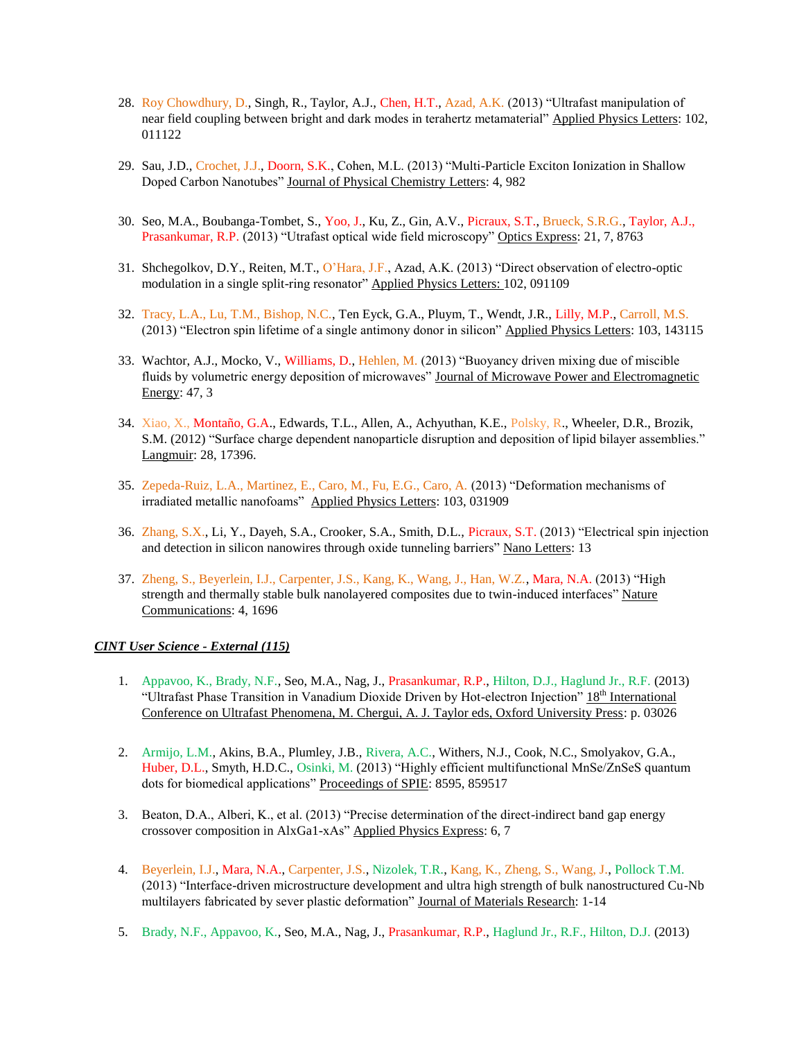28. Roy Chowdhury, D., Singh, R., Taylor, A.J., Chen, H.T., Azad, A.K. (2013) “Ultrafast manipulation of near field coupling between bright and dark modes in terahertz metamaterial” Applied Physics Letters: 102, 011122

29. Sau, J.D., Crochet, J.J., Doorn, S.K., Cohen, M.L. (2013) “Multi-Particle Exciton Ionization in Shallow Doped Carbon Nanotubes” Journal of Physical Chemistry Letters: 4, 982

30. Seo, M.A., Boubanga-Tombet, S., Yoo, J., Ku, Z., Gin, A.V., Picraux, S.T., Brueck, S.R.G., Taylor, A.J., Prasankumar, R.P. (2013) “Utrafast optical wide field microscopy” Optics Express: 21, 7, 8763

31. Shchegolkov, D.Y., Reiten, M.T., O’Hara, J.F., Azad, A.K. (2013) “Direct observation of electro-optic modulation in a single split-ring resonator” Applied Physics Letters: 102, 091109

32. Tracy, L.A., Lu, T.M., Bishop, N.C., Ten Eyck, G.A., Pluym, T., Wendt, J.R., Lilly, M.P., Carroll, M.S. (2013) “Electron spin lifetime of a single antimony donor in silicon” Applied Physics Letters: 103, 143115

33. Wachtor, A.J., Mocko, V., Williams, D., Hehlen, M. (2013) “Buoyancy driven mixing due of miscible fluids by volumetric energy deposition of microwaves” Journal of Microwave Power and Electromagnetic Energy: 47, 3

34. Xiao, X., Montaño, G.A., Edwards, T.L., Allen, A., Achyuthan, K.E., Polsky, R., Wheeler, D.R., Brozik, S.M. (2012) “Surface charge dependent nanoparticle disruption and deposition of lipid bilayer assemblies.” Langmuir: 28, 17396.

35. Zepeda-Ruiz, L.A., Martinez, E., Caro, M., Fu, E.G., Caro, A. (2013) “Deformation mechanisms of irradiated metallic nanofoams” Applied Physics Letters: 103, 031909

36. Zhang, S.X., Li, Y., Dayeh, S.A., Crooker, S.A., Smith, D.L., Picraux, S.T. (2013) “Electrical spin injection and detection in silicon nanowires through oxide tunneling barriers” Nano Letters: 13

37. Zheng, S., Beyerlein, I.J., Carpenter, J.S., Kang, K., Wang, J., Han, W.Z., Mara, N.A. (2013) “High strength and thermally stable bulk nanolayered composites due to twin-induced interfaces” Nature Communications: 4, 1696

***CINT User Science - External (115)***

1. Appavoo, K., Brady, N.F., Seo, M.A., Nag, J., Prasankumar, R.P., Hilton, D.J., Haglund Jr., R.F. (2013) “Ultrafast Phase Transition in Vanadium Dioxide Driven by Hot-electron Injection” 18th International Conference on Ultrafast Phenomena, M. Chergui, A. J. Taylor eds, Oxford University Press: p. 03026

2. Armijo, L.M., Akins, B.A., Plumley, J.B., Rivera, A.C., Withers, N.J., Cook, N.C., Smolyakov, G.A., Huber, D.L., Smyth, H.D.C., Osinki, M. (2013) “Highly efficient multifunctional MnSe/ZnSeS quantum dots for biomedical applications” Proceedings of SPIE: 8595, 859517

3. Beaton, D.A., Alberi, K., et al. (2013) “Precise determination of the direct-indirect band gap energy crossover composition in AlxGa1-xAs” Applied Physics Express: 6, 7

4. Beyerlein, I.J., Mara, N.A., Carpenter, J.S., Nizolek, T.R., Kang, K., Zheng, S., Wang, J., Pollock T.M. (2013) “Interface-driven microstructure development and ultra high strength of bulk nanostructured Cu-Nb multilayers fabricated by sever plastic deformation” Journal of Materials Research: 1-14

5. Brady, N.F., Appavoo, K., Seo, M.A., Nag, J., Prasankumar, R.P., Haglund Jr., R.F., Hilton, D.J. (2013)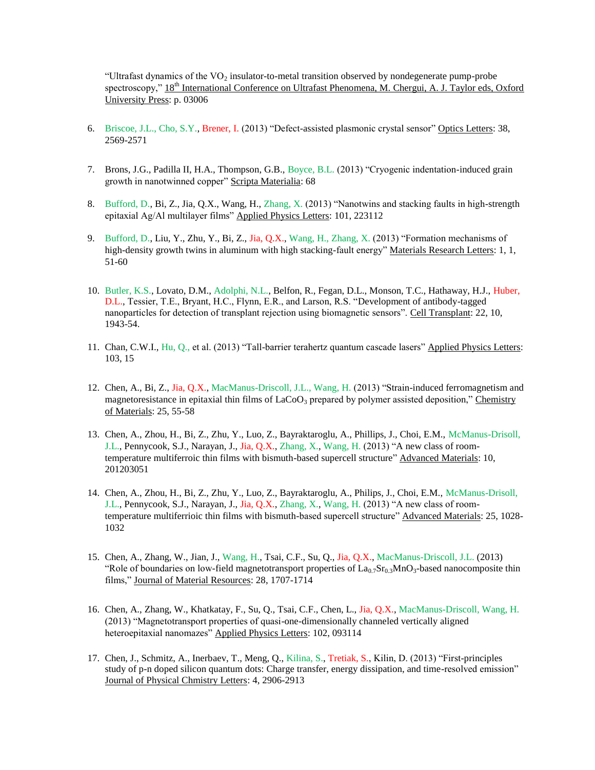"Ultrafast dynamics of the $VO_2$ insulator-to-metal transition observed by nondegenerate pump-probe spectroscopy," 18th International Conference on Ultrafast Phenomena, M. Chergui, A. J. Taylor eds, Oxford University Press: p. 03006

6. Briscoe, J.L., Cho, S.Y., Brener, I. (2013) "Defect-assisted plasmonic crystal sensor" Optics Letters: 38, 2569-2571

7. Brons, J.G., Padilla II, H.A., Thompson, G.B., Boyce, B.L. (2013) "Cryogenic indentation-induced grain growth in nanotwinned copper" Scripta Materialia: 68

8. Bufford, D., Bi, Z., Jia, Q.X., Wang, H., Zhang, X. (2013) "Nanotwins and stacking faults in high-strength epitaxial Ag/Al multilayer films" Applied Physics Letters: 101, 223112

9. Bufford, D., Liu, Y., Zhu, Y., Bi, Z., Jia, Q.X., Wang, H., Zhang, X. (2013) "Formation mechanisms of high-density growth twins in aluminum with high stacking-fault energy" Materials Research Letters: 1, 1, 51-60

10. Butler, K.S., Lovato, D.M., Adolphi, N.L., Belfon, R., Fegan, D.L., Monson, T.C., Hathaway, H.J., Huber, D.L., Tessier, T.E., Bryant, H.C., Flynn, E.R., and Larson, R.S. "Development of antibody-tagged nanoparticles for detection of transplant rejection using biomagnetic sensors". Cell Transplant: 22, 10, 1943-54.

11. Chan, C.W.I., Hu, Q., et al. (2013) "Tall-barrier terahertz quantum cascade lasers" Applied Physics Letters: 103, 15

12. Chen, A., Bi, Z., Jia, Q.X., MacManus-Driscoll, J.L., Wang, H. (2013) "Strain-induced ferromagnetism and magnetoresistance in epitaxial thin films of $LaCoO_3$ prepared by polymer assisted deposition," Chemistry of Materials: 25, 55-58

13. Chen, A., Zhou, H., Bi, Z., Zhu, Y., Luo, Z., Bayraktaroglu, A., Phillips, J., Choi, E.M., McManus-Drisoll, J.L., Pennycook, S.J., Narayan, J., Jia, Q.X., Zhang, X., Wang, H. (2013) "A new class of room-temperature multiferroic thin films with bismuth-based supercell structure" Advanced Materials: 10, 201203051

14. Chen, A., Zhou, H., Bi, Z., Zhu, Y., Luo, Z., Bayraktaroglu, A., Philips, J., Choi, E.M., McManus-Drisoll, J.L., Pennycook, S.J., Narayan, J., Jia, Q.X., Zhang, X., Wang, H. (2013) "A new class of room-temperature multiferrioic thin films with bismuth-based supercell structure" Advanced Materials: 25, 1028-1032

15. Chen, A., Zhang, W., Jian, J., Wang, H., Tsai, C.F., Su, Q., Jia, Q.X., MacManus-Driscoll, J.L. (2013) "Role of boundaries on low-field magnetotransport properties of $La_{0.7}Sr_{0.3}MnO_3$-based nanocomposite thin films," Journal of Material Resources: 28, 1707-1714

16. Chen, A., Zhang, W., Khatkatay, F., Su, Q., Tsai, C.F., Chen, L., Jia, Q.X., MacManus-Driscoll, Wang, H. (2013) "Magnetotransport properties of quasi-one-dimensionally channeled vertically aligned heteroepitaxial nanomazes" Applied Physics Letters: 102, 093114

17. Chen, J., Schmitz, A., Inerbaev, T., Meng, Q., Kilina, S., Tretiak, S., Kilin, D. (2013) "First-principles study of p-n doped silicon quantum dots: Charge transfer, energy dissipation, and time-resolved emission" Journal of Physical Chmistry Letters: 4, 2906-2913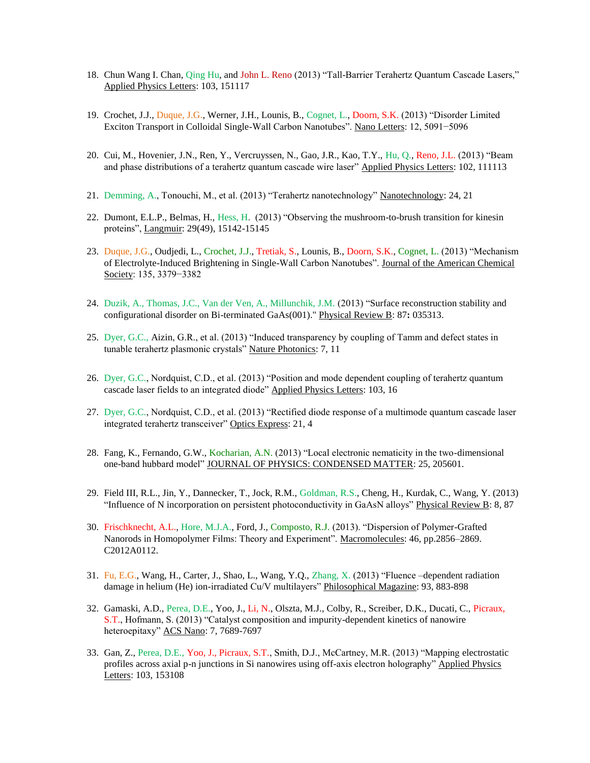18. Chun Wang I. Chan, Qing Hu, and John L. Reno (2013) “Tall-Barrier Terahertz Quantum Cascade Lasers,” Applied Physics Letters: 103, 151117

19. Crochet, J.J., Duque, J.G., Werner, J.H., Lounis, B., Cognet, L., Doorn, S.K. (2013) “Disorder Limited Exciton Transport in Colloidal Single-Wall Carbon Nanotubes”. Nano Letters: 12, 5091−5096

20. Cui, M., Hovenier, J.N., Ren, Y., Vercruyssen, N., Gao, J.R., Kao, T.Y., Hu, Q., Reno, J.L. (2013) “Beam and phase distributions of a terahertz quantum cascade wire laser” Applied Physics Letters: 102, 111113

21. Demming, A., Tonouchi, M., et al. (2013) “Terahertz nanotechnology” Nanotechnology: 24, 21

22. Dumont, E.L.P., Belmas, H., Hess, H. (2013) “Observing the mushroom-to-brush transition for kinesin proteins”, Langmuir: 29(49), 15142-15145

23. Duque, J.G., Oudjedi, L., Crochet, J.J., Tretiak, S., Lounis, B., Doorn, S.K., Cognet, L. (2013) “Mechanism of Electrolyte-Induced Brightening in Single-Wall Carbon Nanotubes”. Journal of the American Chemical Society: 135, 3379−3382

24. Duzik, A., Thomas, J.C., Van der Ven, A., Millunchik, J.M. (2013) “Surface reconstruction stability and configurational disorder on Bi-terminated GaAs(001)." Physical Review B: 87**:** 035313.

25. Dyer, G.C., Aizin, G.R., et al. (2013) “Induced transparency by coupling of Tamm and defect states in tunable terahertz plasmonic crystals” Nature Photonics: 7, 11

26. Dyer, G.C., Nordquist, C.D., et al. (2013) “Position and mode dependent coupling of terahertz quantum cascade laser fields to an integrated diode” Applied Physics Letters: 103, 16

27. Dyer, G.C., Nordquist, C.D., et al. (2013) “Rectified diode response of a multimode quantum cascade laser integrated terahertz transceiver” Optics Express: 21, 4

28. Fang, K., Fernando, G.W., Kocharian, A.N. (2013) “Local electronic nematicity in the two-dimensional one-band hubbard model” JOURNAL OF PHYSICS: CONDENSED MATTER: 25, 205601.

29. Field III, R.L., Jin, Y., Dannecker, T., Jock, R.M., Goldman, R.S., Cheng, H., Kurdak, C., Wang, Y. (2013) “Influence of N incorporation on persistent photoconductivity in GaAsN alloys” Physical Review B: 8, 87

30. Frischknecht, A.L., Hore, M.J.A., Ford, J., Composto, R.J. (2013). “Dispersion of Polymer-Grafted Nanorods in Homopolymer Films: Theory and Experiment”. Macromolecules: 46, pp.2856–2869. C2012A0112.

31. Fu, E.G., Wang, H., Carter, J., Shao, L., Wang, Y.Q., Zhang, X. (2013) “Fluence –dependent radiation damage in helium (He) ion-irradiated Cu/V multilayers” Philosophical Magazine: 93, 883-898

32. Gamaski, A.D., Perea, D.E., Yoo, J., Li, N., Olszta, M.J., Colby, R., Screiber, D.K., Ducati, C., Picraux, S.T., Hofmann, S. (2013) “Catalyst composition and impurity-dependent kinetics of nanowire heteroepitaxy” ACS Nano: 7, 7689-7697

33. Gan, Z., Perea, D.E., Yoo, J., Picraux, S.T., Smith, D.J., McCartney, M.R. (2013) “Mapping electrostatic profiles across axial p-n junctions in Si nanowires using off-axis electron holography” Applied Physics Letters: 103, 153108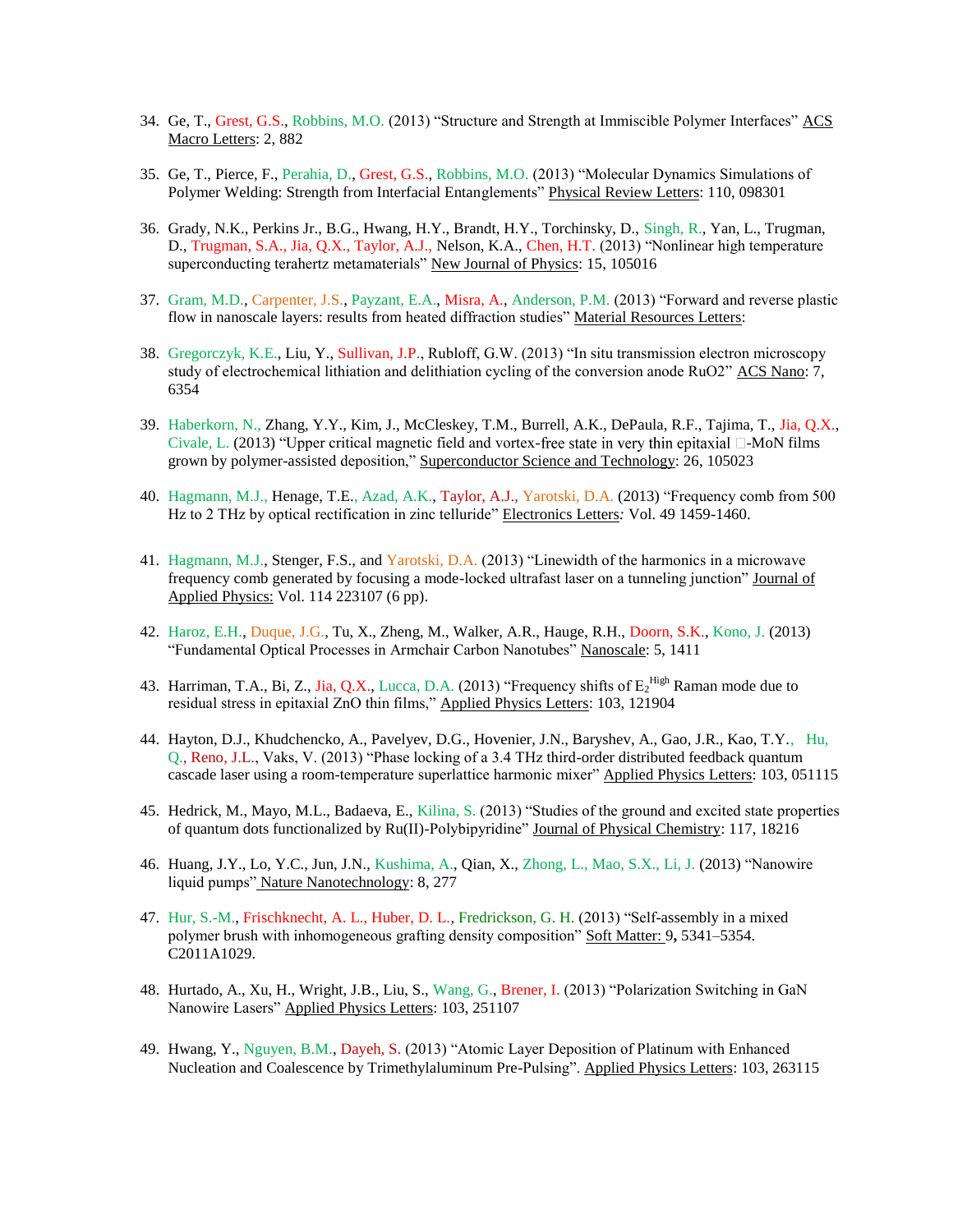34. Ge, T., Grest, G.S., Robbins, M.O. (2013) "Structure and Strength at Immiscible Polymer Interfaces" ACS Macro Letters: 2, 882

35. Ge, T., Pierce, F., Perahia, D., Grest, G.S., Robbins, M.O. (2013) "Molecular Dynamics Simulations of Polymer Welding: Strength from Interfacial Entanglements" Physical Review Letters: 110, 098301

36. Grady, N.K., Perkins Jr., B.G., Hwang, H.Y., Brandt, H.Y., Torchinsky, D., Singh, R., Yan, L., Trugman, D., Trugman, S.A., Jia, Q.X., Taylor, A.J., Nelson, K.A., Chen, H.T. (2013) "Nonlinear high temperature superconducting terahertz metamaterials" New Journal of Physics: 15, 105016

37. Gram, M.D., Carpenter, J.S., Payzant, E.A., Misra, A., Anderson, P.M. (2013) "Forward and reverse plastic flow in nanoscale layers: results from heated diffraction studies" Material Resources Letters:

38. Gregorczyk, K.E., Liu, Y., Sullivan, J.P., Rubloff, G.W. (2013) "In situ transmission electron microscopy study of electrochemical lithiation and delithiation cycling of the conversion anode RuO2" ACS Nano: 7, 6354

39. Haberkorn, N., Zhang, Y.Y., Kim, J., McCleskey, T.M., Burrell, A.K., DePaula, R.F., Tajima, T., Jia, Q.X., Civale, L. (2013) "Upper critical magnetic field and vortex-free state in very thin epitaxial □-MoN films grown by polymer-assisted deposition," Superconductor Science and Technology: 26, 105023

40. Hagmann, M.J., Henage, T.E., Azad, A.K., Taylor, A.J., Yarotski, D.A. (2013) "Frequency comb from 500 Hz to 2 THz by optical rectification in zinc telluride" Electronics Letters: Vol. 49 1459-1460.

41. Hagmann, M.J., Stenger, F.S., and Yarotski, D.A. (2013) "Linewidth of the harmonics in a microwave frequency comb generated by focusing a mode-locked ultrafast laser on a tunneling junction" Journal of Applied Physics: Vol. 114 223107 (6 pp).

42. Haroz, E.H., Duque, J.G., Tu, X., Zheng, M., Walker, A.R., Hauge, R.H., Doorn, S.K., Kono, J. (2013) "Fundamental Optical Processes in Armchair Carbon Nanotubes" Nanoscale: 5, 1411

43. Harriman, T.A., Bi, Z., Jia, Q.X., Lucca, D.A. (2013) "Frequency shifts of $E_2^{High}$ Raman mode due to residual stress in epitaxial ZnO thin films," Applied Physics Letters: 103, 121904

44. Hayton, D.J., Khudchencko, A., Pavelyev, D.G., Hovenier, J.N., Baryshev, A., Gao, J.R., Kao, T.Y., Hu, Q., Reno, J.L., Vaks, V. (2013) "Phase locking of a 3.4 THz third-order distributed feedback quantum cascade laser using a room-temperature superlattice harmonic mixer" Applied Physics Letters: 103, 051115

45. Hedrick, M., Mayo, M.L., Badaeva, E., Kilina, S. (2013) "Studies of the ground and excited state properties of quantum dots functionalized by Ru(II)-Polybipyridine" Journal of Physical Chemistry: 117, 18216

46. Huang, J.Y., Lo, Y.C., Jun, J.N., Kushima, A., Qian, X., Zhong, L., Mao, S.X., Li, J. (2013) "Nanowire liquid pumps" Nature Nanotechnology: 8, 277

47. Hur, S.-M., Frischknecht, A. L., Huber, D. L., Fredrickson, G. H. (2013) "Self-assembly in a mixed polymer brush with inhomogeneous grafting density composition" Soft Matter: 9**,** 5341–5354. C2011A1029.

48. Hurtado, A., Xu, H., Wright, J.B., Liu, S., Wang, G., Brener, I. (2013) "Polarization Switching in GaN Nanowire Lasers" Applied Physics Letters: 103, 251107

49. Hwang, Y., Nguyen, B.M., Dayeh, S. (2013) "Atomic Layer Deposition of Platinum with Enhanced Nucleation and Coalescence by Trimethylaluminum Pre-Pulsing". Applied Physics Letters: 103, 263115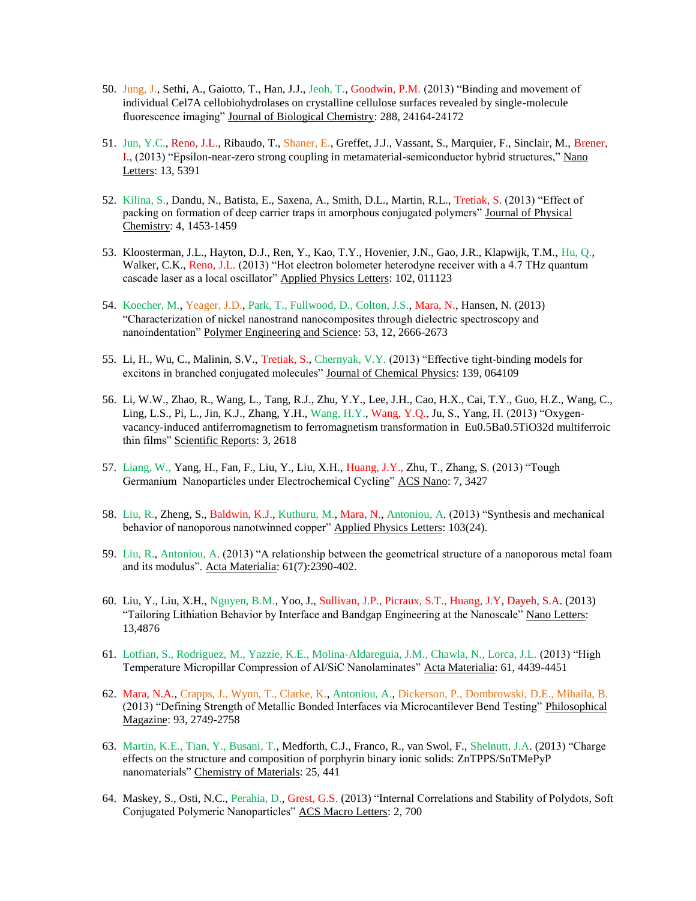50. Jung, J., Sethi, A., Gaiotto, T., Han, J.J., Jeoh, T., Goodwin, P.M. (2013) "Binding and movement of individual Cel7A cellobiohydrolases on crystalline cellulose surfaces revealed by single-molecule fluorescence imaging" Journal of Biological Chemistry: 288, 24164-24172

51. Jun, Y.C., Reno, J.L., Ribaudo, T., Shaner, E., Greffet, J.J., Vassant, S., Marquier, F., Sinclair, M., Brener, I., (2013) "Epsilon-near-zero strong coupling in metamaterial-semiconductor hybrid structures," Nano Letters: 13, 5391

52. Kilina, S., Dandu, N., Batista, E., Saxena, A., Smith, D.L., Martin, R.L., Tretiak, S. (2013) "Effect of packing on formation of deep carrier traps in amorphous conjugated polymers" Journal of Physical Chemistry: 4, 1453-1459

53. Kloosterman, J.L., Hayton, D.J., Ren, Y., Kao, T.Y., Hovenier, J.N., Gao, J.R., Klapwijk, T.M., Hu, Q., Walker, C.K., Reno, J.L. (2013) "Hot electron bolometer heterodyne receiver with a 4.7 THz quantum cascade laser as a local oscillator" Applied Physics Letters: 102, 011123

54. Koecher, M., Yeager, J.D., Park, T., Fullwood, D., Colton, J.S., Mara, N., Hansen, N. (2013) "Characterization of nickel nanostrand nanocomposites through dielectric spectroscopy and nanoindentation" Polymer Engineering and Science: 53, 12, 2666-2673

55. Li, H., Wu, C., Malinin, S.V., Tretiak, S., Chernyak, V.Y. (2013) "Effective tight-binding models for excitons in branched conjugated molecules" Journal of Chemical Physics: 139, 064109

56. Li, W.W., Zhao, R., Wang, L., Tang, R.J., Zhu, Y.Y., Lee, J.H., Cao, H.X., Cai, T.Y., Guo, H.Z., Wang, C., Ling, L.S., Pi, L., Jin, K.J., Zhang, Y.H., Wang, H.Y., Wang, Y.Q., Ju, S., Yang, H. (2013) "Oxygen-vacancy-induced antiferromagnetism to ferromagnetism transformation in Eu0.5Ba0.5TiO32d multiferroic thin films" Scientific Reports: 3, 2618

57. Liang, W., Yang, H., Fan, F., Liu, Y., Liu, X.H., Huang, J.Y., Zhu, T., Zhang, S. (2013) "Tough Germanium Nanoparticles under Electrochemical Cycling" ACS Nano: 7, 3427

58. Liu, R., Zheng, S., Baldwin, K.J., Kuthuru, M., Mara, N., Antoniou, A. (2013) "Synthesis and mechanical behavior of nanoporous nanotwinned copper" Applied Physics Letters: 103(24).

59. Liu, R., Antoniou, A. (2013) "A relationship between the geometrical structure of a nanoporous metal foam and its modulus". Acta Materialia: 61(7):2390-402.

60. Liu, Y., Liu, X.H., Nguyen, B.M., Yoo, J., Sullivan, J.P., Picraux, S.T., Huang, J.Y, Dayeh, S.A. (2013) "Tailoring Lithiation Behavior by Interface and Bandgap Engineering at the Nanoscale" Nano Letters: 13,4876

61. Lotfian, S., Rodriguez, M., Yazzie, K.E., Molina-Aldareguia, J.M., Chawla, N., Lorca, J.L. (2013) "High Temperature Micropillar Compression of Al/SiC Nanolaminates" Acta Materialia: 61, 4439-4451

62. Mara, N.A., Crapps, J., Wynn, T., Clarke, K., Antoniou, A., Dickerson, P., Dombrowski, D.E., Mihaila, B. (2013) "Defining Strength of Metallic Bonded Interfaces via Microcantilever Bend Testing" Philosophical Magazine: 93, 2749-2758

63. Martin, K.E., Tian, Y., Busani, T., Medforth, C.J., Franco, R., van Swol, F., Shelnutt, J.A. (2013) "Charge effects on the structure and composition of porphyrin binary ionic solids: ZnTPPS/SnTMePyP nanomaterials" Chemistry of Materials: 25, 441

64. Maskey, S., Osti, N.C., Perahia, D., Grest, G.S. (2013) "Internal Correlations and Stability of Polydots, Soft Conjugated Polymeric Nanoparticles" ACS Macro Letters: 2, 700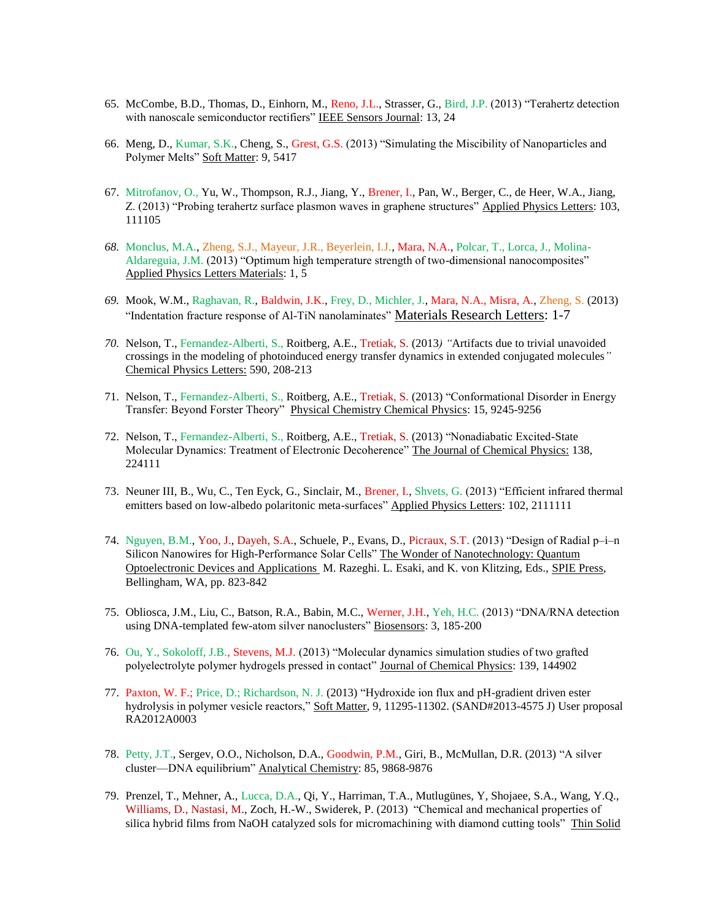65. McCombe, B.D., Thomas, D., Einhorn, M., Reno, J.L., Strasser, G., Bird, J.P. (2013) "Terahertz detection with nanoscale semiconductor rectifiers" IEEE Sensors Journal: 13, 24

66. Meng, D., Kumar, S.K., Cheng, S., Grest, G.S. (2013) "Simulating the Miscibility of Nanoparticles and Polymer Melts" Soft Matter: 9, 5417

67. Mitrofanov, O., Yu, W., Thompson, R.J., Jiang, Y., Brener, I., Pan, W., Berger, C., de Heer, W.A., Jiang, Z. (2013) "Probing terahertz surface plasmon waves in graphene structures" Applied Physics Letters: 103, 111105

68. Monclus, M.A., Zheng, S.J., Mayeur, J.R., Beyerlein, I.J., Mara, N.A., Polcar, T., Lorca, J., Molina-Aldareguia, J.M. (2013) "Optimum high temperature strength of two-dimensional nanocomposites" Applied Physics Letters Materials: 1, 5

69. Mook, W.M., Raghavan, R., Baldwin, J.K., Frey, D., Michler, J., Mara, N.A., Misra, A., Zheng, S. (2013) "Indentation fracture response of Al-TiN nanolaminates" Materials Research Letters: 1-7

70. Nelson, T., Fernandez-Alberti, S., Roitberg, A.E., Tretiak, S. (2013) "Artifacts due to trivial unavoided crossings in the modeling of photoinduced energy transfer dynamics in extended conjugated molecules" Chemical Physics Letters: 590, 208-213

71. Nelson, T., Fernandez-Alberti, S., Roitberg, A.E., Tretiak, S. (2013) "Conformational Disorder in Energy Transfer: Beyond Forster Theory" Physical Chemistry Chemical Physics: 15, 9245-9256

72. Nelson, T., Fernandez-Alberti, S., Roitberg, A.E., Tretiak, S. (2013) "Nonadiabatic Excited-State Molecular Dynamics: Treatment of Electronic Decoherence" The Journal of Chemical Physics: 138, 224111

73. Neuner III, B., Wu, C., Ten Eyck, G., Sinclair, M., Brener, I., Shvets, G. (2013) "Efficient infrared thermal emitters based on low-albedo polaritonic meta-surfaces" Applied Physics Letters: 102, 2111111

74. Nguyen, B.M., Yoo, J., Dayeh, S.A., Schuele, P., Evans, D., Picraux, S.T. (2013) "Design of Radial p–i–n Silicon Nanowires for High-Performance Solar Cells" The Wonder of Nanotechnology: Quantum Optoelectronic Devices and Applications M. Razeghi. L. Esaki, and K. von Klitzing, Eds., SPIE Press, Bellingham, WA, pp. 823-842

75. Obliosca, J.M., Liu, C., Batson, R.A., Babin, M.C., Werner, J.H., Yeh, H.C. (2013) "DNA/RNA detection using DNA-templated few-atom silver nanoclusters" Biosensors: 3, 185-200

76. Ou, Y., Sokoloff, J.B., Stevens, M.J. (2013) "Molecular dynamics simulation studies of two grafted polyelectrolyte polymer hydrogels pressed in contact" Journal of Chemical Physics: 139, 144902

77. Paxton, W. F.; Price, D.; Richardson, N. J. (2013) "Hydroxide ion flux and pH-gradient driven ester hydrolysis in polymer vesicle reactors," Soft Matter, 9, 11295-11302. (SAND#2013-4575 J) User proposal RA2012A0003

78. Petty, J.T., Sergev, O.O., Nicholson, D.A., Goodwin, P.M., Giri, B., McMullan, D.R. (2013) "A silver cluster—DNA equilibrium" Analytical Chemistry: 85, 9868-9876

79. Prenzel, T., Mehner, A., Lucca, D.A., Qi, Y., Harriman, T.A., Mutlugünes, Y, Shojaee, S.A., Wang, Y.Q., Williams, D., Nastasi, M., Zoch, H.-W., Swiderek, P. (2013) "Chemical and mechanical properties of silica hybrid films from NaOH catalyzed sols for micromachining with diamond cutting tools" Thin Solid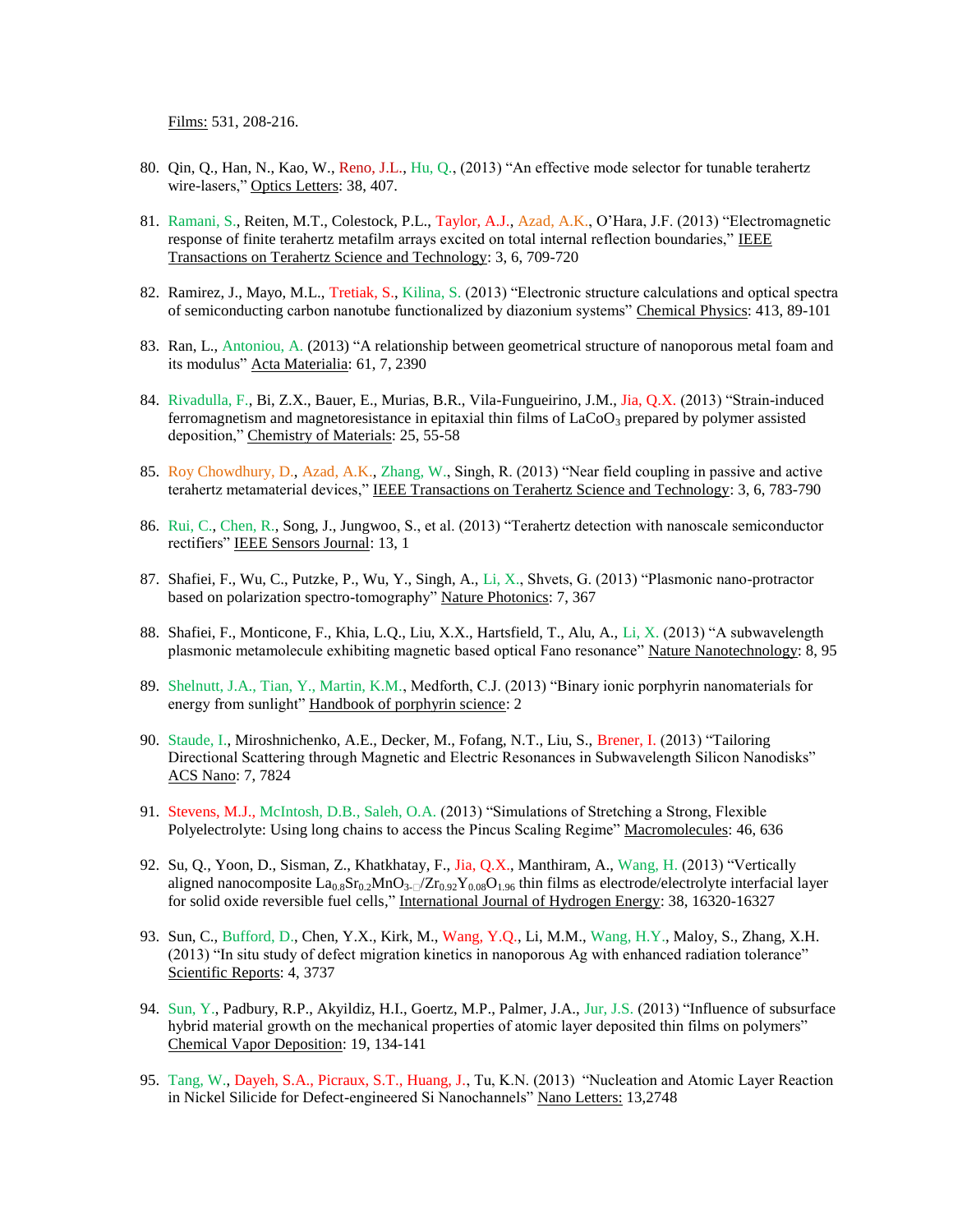Films: 531, 208-216.

80. Qin, Q., Han, N., Kao, W., Reno, J.L., Hu, Q., (2013) "An effective mode selector for tunable terahertz wire-lasers," Optics Letters: 38, 407.

81. Ramani, S., Reiten, M.T., Colestock, P.L., Taylor, A.J., Azad, A.K., O'Hara, J.F. (2013) "Electromagnetic response of finite terahertz metafilm arrays excited on total internal reflection boundaries," IEEE Transactions on Terahertz Science and Technology: 3, 6, 709-720

82. Ramirez, J., Mayo, M.L., Tretiak, S., Kilina, S. (2013) "Electronic structure calculations and optical spectra of semiconducting carbon nanotube functionalized by diazonium systems" Chemical Physics: 413, 89-101

83. Ran, L., Antoniou, A. (2013) "A relationship between geometrical structure of nanoporous metal foam and its modulus" Acta Materialia: 61, 7, 2390

84. Rivadulla, F., Bi, Z.X., Bauer, E., Murias, B.R., Vila-Fungueirino, J.M., Jia, Q.X. (2013) "Strain-induced ferromagnetism and magnetoresistance in epitaxial thin films of $LaCoO_3$ prepared by polymer assisted deposition," Chemistry of Materials: 25, 55-58

85. Roy Chowdhury, D., Azad, A.K., Zhang, W., Singh, R. (2013) "Near field coupling in passive and active terahertz metamaterial devices," IEEE Transactions on Terahertz Science and Technology: 3, 6, 783-790

86. Rui, C., Chen, R., Song, J., Jungwoo, S., et al. (2013) "Terahertz detection with nanoscale semiconductor rectifiers" IEEE Sensors Journal: 13, 1

87. Shafiei, F., Wu, C., Putzke, P., Wu, Y., Singh, A., Li, X., Shvets, G. (2013) "Plasmonic nano-protractor based on polarization spectro-tomography" Nature Photonics: 7, 367

88. Shafiei, F., Monticone, F., Khia, L.Q., Liu, X.X., Hartsfield, T., Alu, A., Li, X. (2013) "A subwavelength plasmonic metamolecule exhibiting magnetic based optical Fano resonance" Nature Nanotechnology: 8, 95

89. Shelnutt, J.A., Tian, Y., Martin, K.M., Medforth, C.J. (2013) "Binary ionic porphyrin nanomaterials for energy from sunlight" Handbook of porphyrin science: 2

90. Staude, I., Miroshnichenko, A.E., Decker, M., Fofang, N.T., Liu, S., Brener, I. (2013) "Tailoring Directional Scattering through Magnetic and Electric Resonances in Subwavelength Silicon Nanodisks" ACS Nano: 7, 7824

91. Stevens, M.J., McIntosh, D.B., Saleh, O.A. (2013) "Simulations of Stretching a Strong, Flexible Polyelectrolyte: Using long chains to access the Pincus Scaling Regime" Macromolecules: 46, 636

92. Su, Q., Yoon, D., Sisman, Z., Khatkhatay, F., Jia, Q.X., Manthiram, A., Wang, H. (2013) "Vertically aligned nanocomposite $La_{0.8}Sr_{0.2}MnO_{3-\delta}/Zr_{0.92}Y_{0.08}O_{1.96}$ thin films as electrode/electrolyte interfacial layer for solid oxide reversible fuel cells," International Journal of Hydrogen Energy: 38, 16320-16327

93. Sun, C., Bufford, D., Chen, Y.X., Kirk, M., Wang, Y.Q., Li, M.M., Wang, H.Y., Maloy, S., Zhang, X.H. (2013) "In situ study of defect migration kinetics in nanoporous Ag with enhanced radiation tolerance" Scientific Reports: 4, 3737

94. Sun, Y., Padbury, R.P., Akyildiz, H.I., Goertz, M.P., Palmer, J.A., Jur, J.S. (2013) "Influence of subsurface hybrid material growth on the mechanical properties of atomic layer deposited thin films on polymers" Chemical Vapor Deposition: 19, 134-141

95. Tang, W., Dayeh, S.A., Picraux, S.T., Huang, J., Tu, K.N. (2013) "Nucleation and Atomic Layer Reaction in Nickel Silicide for Defect-engineered Si Nanochannels" Nano Letters: 13,2748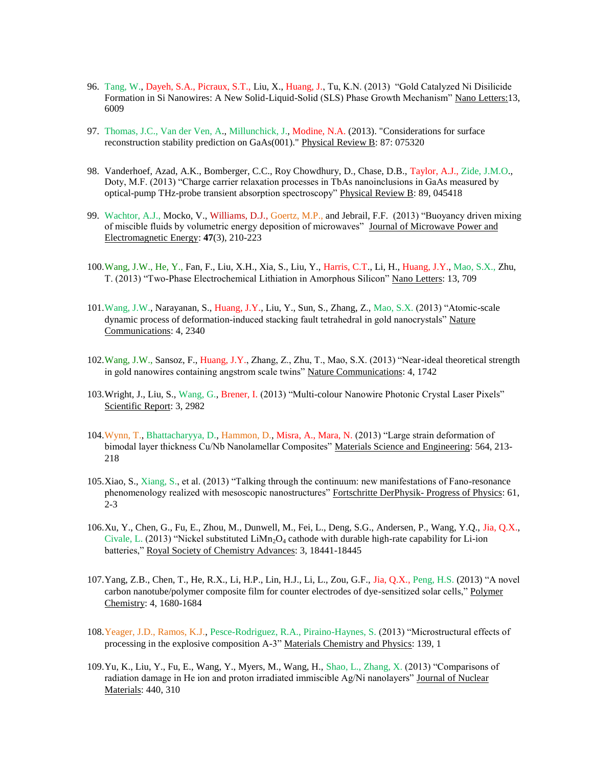96. Tang, W., Dayeh, S.A., Picraux, S.T., Liu, X., Huang, J., Tu, K.N. (2013) "Gold Catalyzed Ni Disilicide Formation in Si Nanowires: A New Solid-Liquid-Solid (SLS) Phase Growth Mechanism" Nano Letters:13, 6009

97. Thomas, J.C., Van der Ven, A., Millunchick, J., Modine, N.A. (2013). "Considerations for surface reconstruction stability prediction on GaAs(001)." Physical Review B: 87: 075320

98. Vanderhoef, Azad, A.K., Bomberger, C.C., Roy Chowdhury, D., Chase, D.B., Taylor, A.J., Zide, J.M.O., Doty, M.F. (2013) "Charge carrier relaxation processes in TbAs nanoinclusions in GaAs measured by optical-pump THz-probe transient absorption spectroscopy" Physical Review B: 89, 045418

99. Wachtor, A.J., Mocko, V., Williams, D.J., Goertz, M.P., and Jebrail, F.F. (2013) "Buoyancy driven mixing of miscible fluids by volumetric energy deposition of microwaves" Journal of Microwave Power and Electromagnetic Energy: **47**(3), 210-223

100. Wang, J.W., He, Y., Fan, F., Liu, X.H., Xia, S., Liu, Y., Harris, C.T., Li, H., Huang, J.Y., Mao, S.X., Zhu, T. (2013) "Two-Phase Electrochemical Lithiation in Amorphous Silicon" Nano Letters: 13, 709

101. Wang, J.W., Narayanan, S., Huang, J.Y., Liu, Y., Sun, S., Zhang, Z., Mao, S.X. (2013) "Atomic-scale dynamic process of deformation-induced stacking fault tetrahedral in gold nanocrystals" Nature Communications: 4, 2340

102. Wang, J.W., Sansoz, F., Huang, J.Y., Zhang, Z., Zhu, T., Mao, S.X. (2013) "Near-ideal theoretical strength in gold nanowires containing angstrom scale twins" Nature Communications: 4, 1742

103. Wright, J., Liu, S., Wang, G., Brener, I. (2013) "Multi-colour Nanowire Photonic Crystal Laser Pixels" Scientific Report: 3, 2982

104. Wynn, T., Bhattacharyya, D., Hammon, D., Misra, A., Mara, N. (2013) "Large strain deformation of bimodal layer thickness Cu/Nb Nanolamellar Composites" Materials Science and Engineering: 564, 213-218

105. Xiao, S., Xiang, S., et al. (2013) "Talking through the continuum: new manifestations of Fano-resonance phenomenology realized with mesoscopic nanostructures" Fortschritte DerPhysik- Progress of Physics: 61, 2-3

106. Xu, Y., Chen, G., Fu, E., Zhou, M., Dunwell, M., Fei, L., Deng, S.G., Andersen, P., Wang, Y.Q., Jia, Q.X., Civale, L. (2013) "Nickel substituted $LiMn_2O_4$ cathode with durable high-rate capability for Li-ion batteries," Royal Society of Chemistry Advances: 3, 18441-18445

107. Yang, Z.B., Chen, T., He, R.X., Li, H.P., Lin, H.J., Li, L., Zou, G.F., Jia, Q.X., Peng, H.S. (2013) "A novel carbon nanotube/polymer composite film for counter electrodes of dye-sensitized solar cells," Polymer Chemistry: 4, 1680-1684

108. Yeager, J.D., Ramos, K.J., Pesce-Rodriguez, R.A., Piraino-Haynes, S. (2013) "Microstructural effects of processing in the explosive composition A-3" Materials Chemistry and Physics: 139, 1

109. Yu, K., Liu, Y., Fu, E., Wang, Y., Myers, M., Wang, H., Shao, L., Zhang, X. (2013) "Comparisons of radiation damage in He ion and proton irradiated immiscible Ag/Ni nanolayers" Journal of Nuclear Materials: 440, 310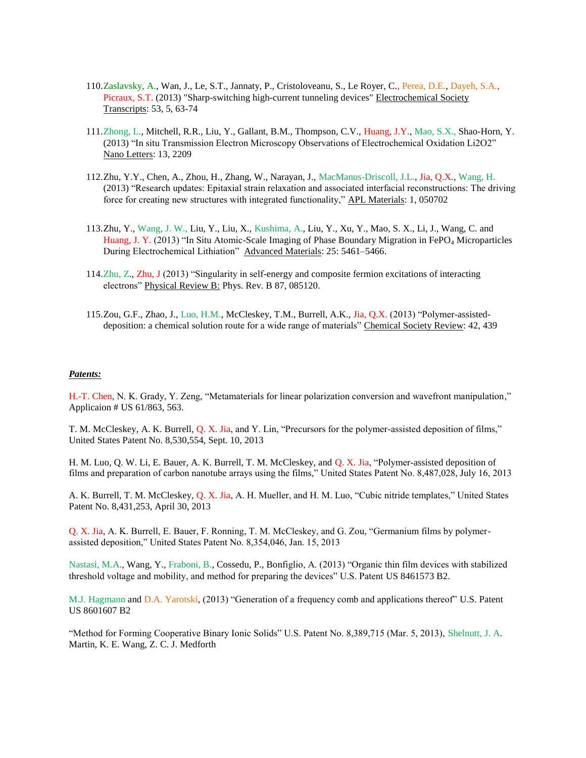110. Zaslavsky, A., Wan, J., Le, S.T., Jannaty, P., Cristoloveanu, S., Le Royer, C., Perea, D.E., Dayeh, S.A., Picraux, S.T. (2013) "Sharp-switching high-current tunneling devices" Electrochemical Society Transcripts: 53, 5, 63-74

111. Zhong, L., Mitchell, R.R., Liu, Y., Gallant, B.M., Thompson, C.V., Huang, J.Y., Mao, S.X., Shao-Horn, Y. (2013) "In situ Transmission Electron Microscopy Observations of Electrochemical Oxidation Li2O2" Nano Letters: 13, 2209

112. Zhu, Y.Y., Chen, A., Zhou, H., Zhang, W., Narayan, J., MacManus-Driscoll, J.L., Jia, Q.X., Wang, H. (2013) "Research updates: Epitaxial strain relaxation and associated interfacial reconstructions: The driving force for creating new structures with integrated functionality," APL Materials: 1, 050702

113. Zhu, Y., Wang, J. W., Liu, Y., Liu, X., Kushima, A., Liu, Y., Xu, Y., Mao, S. X., Li, J., Wang, C. and Huang, J. Y. (2013) "In Situ Atomic-Scale Imaging of Phase Boundary Migration in $FePO_4$ Microparticles During Electrochemical Lithiation" Advanced Materials: 25: 5461–5466.

114. Zhu, Z., Zhu, J (2013) "Singularity in self-energy and composite fermion excitations of interacting electrons" Physical Review B: Phys. Rev. B 87, 085120.

115. Zou, G.F., Zhao, J., Luo, H.M., McCleskey, T.M., Burrell, A.K., Jia, Q.X. (2013) "Polymer-assisted-deposition: a chemical solution route for a wide range of materials" Chemical Society Review: 42, 439

***Patents:***

H.-T. Chen, N. K. Grady, Y. Zeng, "Metamaterials for linear polarization conversion and wavefront manipulation," Applicaion # US 61/863, 563.

T. M. McCleskey, A. K. Burrell, Q. X. Jia, and Y. Lin, "Precursors for the polymer-assisted deposition of films," United States Patent No. 8,530,554, Sept. 10, 2013

H. M. Luo, Q. W. Li, E. Bauer, A. K. Burrell, T. M. McCleskey, and Q. X. Jia, "Polymer-assisted deposition of films and preparation of carbon nanotube arrays using the films," United States Patent No. 8,487,028, July 16, 2013

A. K. Burrell, T. M. McCleskey, Q. X. Jia, A. H. Mueller, and H. M. Luo, "Cubic nitride templates," United States Patent No. 8,431,253, April 30, 2013

Q. X. Jia, A. K. Burrell, E. Bauer, F. Ronning, T. M. McCleskey, and G. Zou, "Germanium films by polymer-assisted deposition," United States Patent No. 8,354,046, Jan. 15, 2013

Nastasi, M.A., Wang, Y., Fraboni, B., Cossedu, P., Bonfiglio, A. (2013) "Organic thin film devices with stabilized threshold voltage and mobility, and method for preparing the devices" U.S. Patent US 8461573 B2.

M.J. Hagmann and D.A. Yarotski, (2013) "Generation of a frequency comb and applications thereof" U.S. Patent US 8601607 B2

"Method for Forming Cooperative Binary Ionic Solids" U.S. Patent No. 8,389,715 (Mar. 5, 2013), Shelnutt, J. A. Martin, K. E. Wang, Z. C. J. Medforth